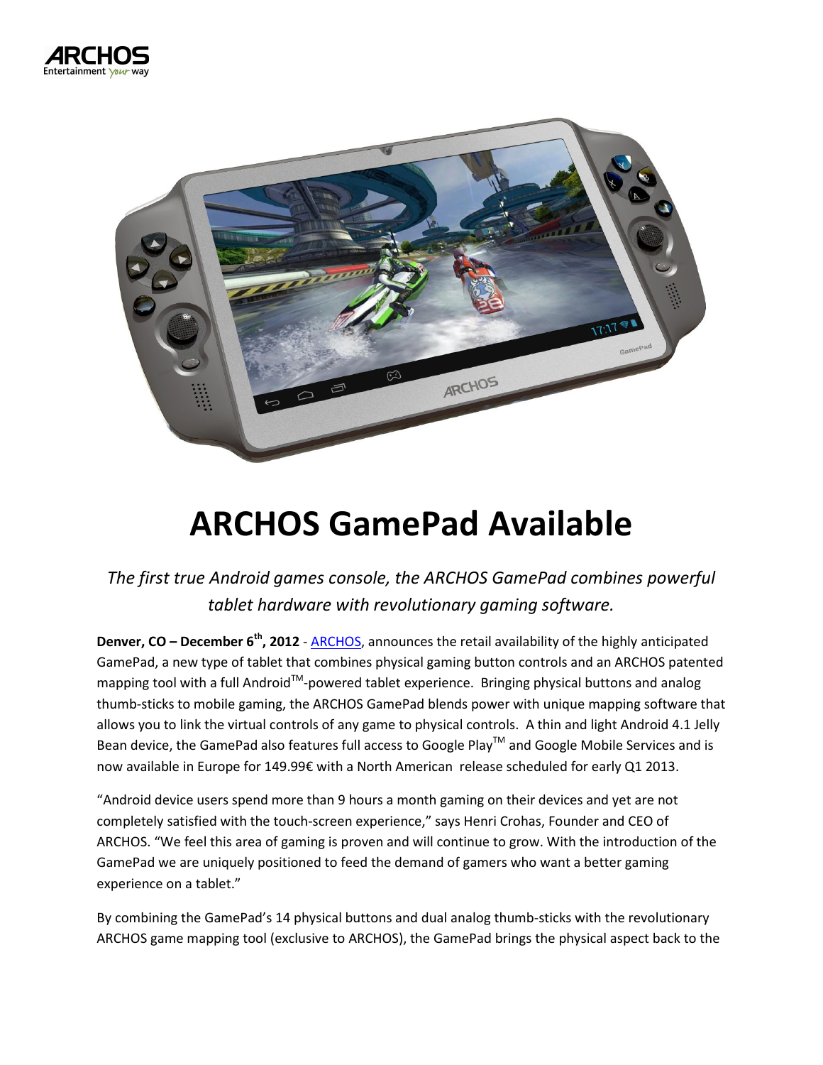# ARCHOS GamePad Available

*The first true Android games console, the ARCHOS GamePad combines powerful tablet hardware with revolutionary gaming software.*

**Denver, CO – December 6th, 2012** - ARCHOS, announces the retail availability of the highly anticipated GamePad, a new type of tablet that combines physical gaming button controls and an ARCHOS patented mapping tool with a full Android™-powered tablet experience. Bringing physical buttons and analog thumb-sticks to mobile gaming, the ARCHOS GamePad blends power with unique mapping software that allows you to link the virtual controls of any game to physical controls. A thin and light Android 4.1 Jelly Bean device, the GamePad also features full access to Google Play™ and Google Mobile Services and is now available in Europe for 149.99€ with a North American release scheduled for early Q1 2013.

"Android device users spend more than 9 hours a month gaming on their devices and yet are not completely satisfied with the touch-screen experience," says Henri Crohas, Founder and CEO of ARCHOS. "We feel this area of gaming is proven and will continue to grow. With the introduction of the GamePad we are uniquely positioned to feed the demand of gamers who want a better gaming experience on a tablet."

By combining the GamePad's 14 physical buttons and dual analog thumb-sticks with the revolutionary ARCHOS game mapping tool (exclusive to ARCHOS), the GamePad brings the physical aspect back to the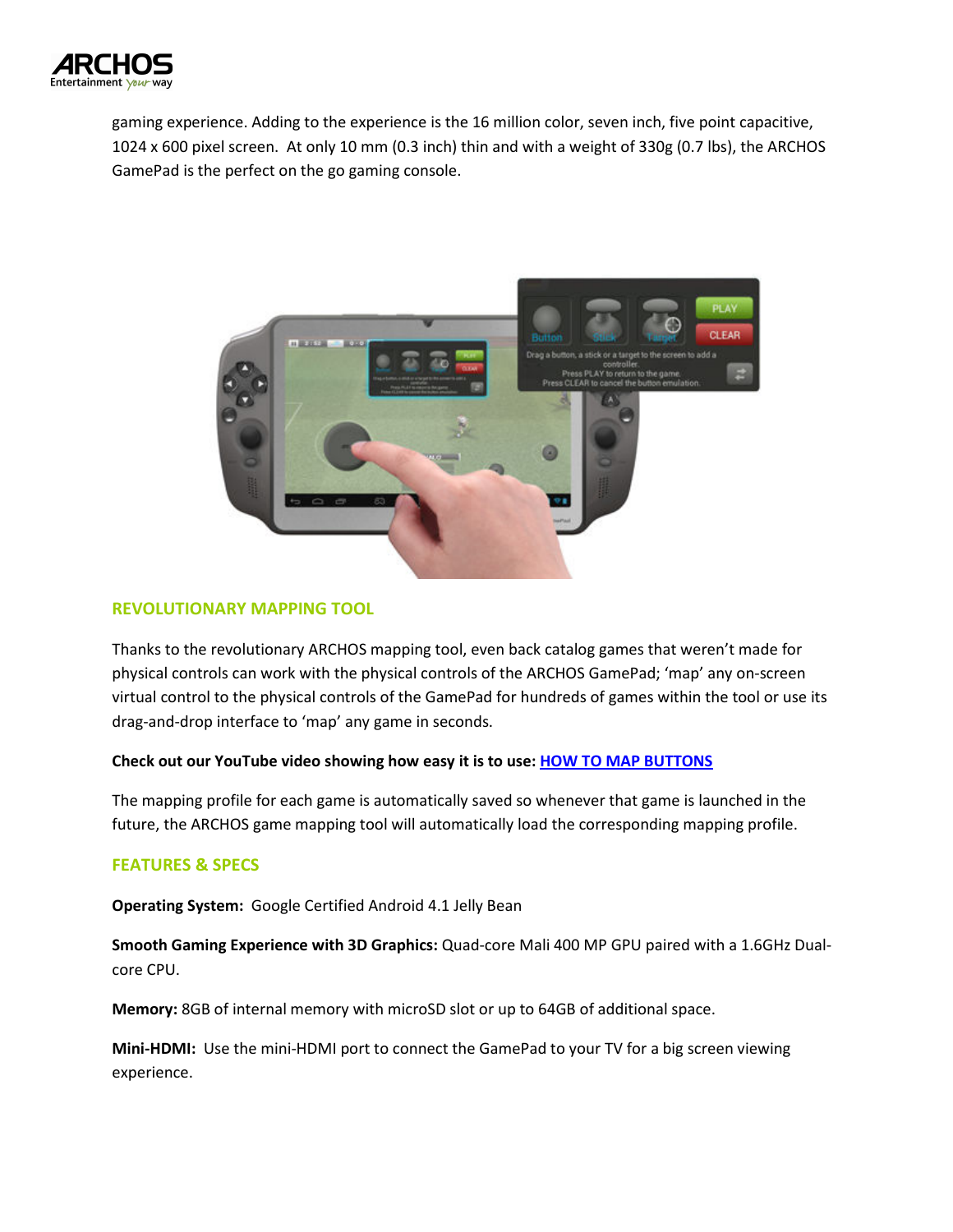gaming experience. Adding to the experience is the 16 million color, seven inch, five point capacitive, 1024 x 600 pixel screen. At only 10 mm (0.3 inch) thin and with a weight of 330g (0.7 lbs), the ARCHOS GamePad is the perfect on the go gaming console.

## REVOLUTIONARY MAPPING TOOL

Thanks to the revolutionary ARCHOS mapping tool, even back catalog games that weren't made for physical controls can work with the physical controls of the ARCHOS GamePad; 'map' any on-screen virtual control to the physical controls of the GamePad for hundreds of games within the tool or use its drag-and-drop interface to 'map' any game in seconds.

**Check out our YouTube video showing how easy it is to use:** HOW TO MAP BUTTONS

The mapping profile for each game is automatically saved so whenever that game is launched in the future, the ARCHOS game mapping tool will automatically load the corresponding mapping profile.

## FEATURES & SPECS

**Operating System:** Google Certified Android 4.1 Jelly Bean

**Smooth Gaming Experience with 3D Graphics:** Quad-core Mali 400 MP GPU paired with a 1.6GHz Dual-core CPU.

**Memory:** 8GB of internal memory with microSD slot or up to 64GB of additional space.

**Mini-HDMI:** Use the mini-HDMI port to connect the GamePad to your TV for a big screen viewing experience.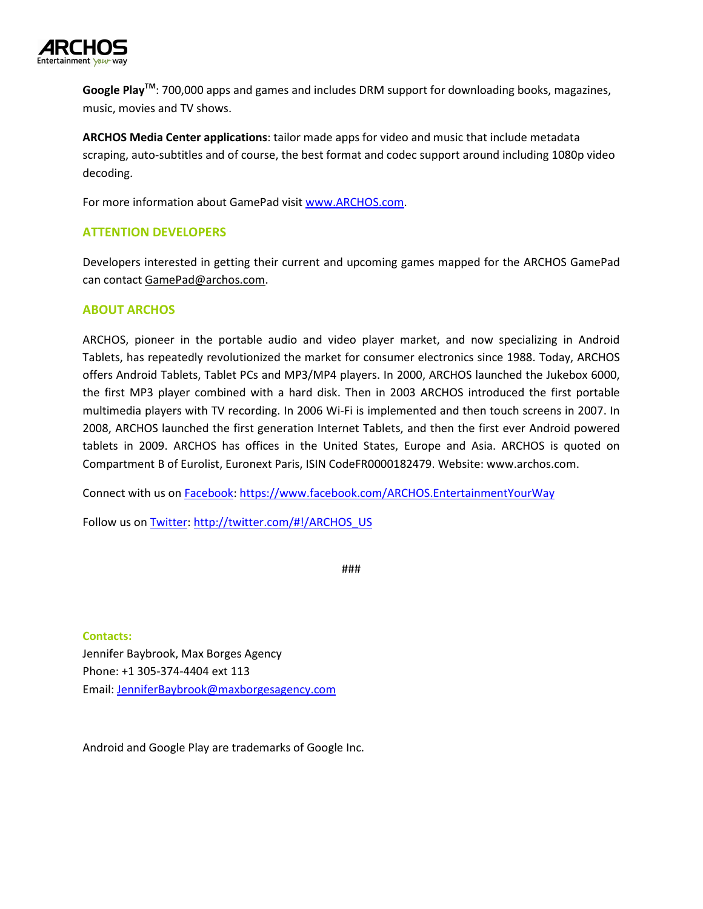**Google Play™**: 700,000 apps and games and includes DRM support for downloading books, magazines, music, movies and TV shows.

**ARCHOS Media Center applications**: tailor made apps for video and music that include metadata scraping, auto-subtitles and of course, the best format and codec support around including 1080p video decoding.

For more information about GamePad visit www.ARCHOS.com.

## ATTENTION DEVELOPERS

Developers interested in getting their current and upcoming games mapped for the ARCHOS GamePad can contact GamePad@archos.com.

## ABOUT ARCHOS

ARCHOS, pioneer in the portable audio and video player market, and now specializing in Android Tablets, has repeatedly revolutionized the market for consumer electronics since 1988. Today, ARCHOS offers Android Tablets, Tablet PCs and MP3/MP4 players. In 2000, ARCHOS launched the Jukebox 6000, the first MP3 player combined with a hard disk. Then in 2003 ARCHOS introduced the first portable multimedia players with TV recording. In 2006 Wi-Fi is implemented and then touch screens in 2007. In 2008, ARCHOS launched the first generation Internet Tablets, and then the first ever Android powered tablets in 2009. ARCHOS has offices in the United States, Europe and Asia. ARCHOS is quoted on Compartment B of Eurolist, Euronext Paris, ISIN CodeFR0000182479. Website: www.archos.com.

Connect with us on Facebook: https://www.facebook.com/ARCHOS.EntertainmentYourWay

Follow us on Twitter: http://twitter.com/#!/ARCHOS_US

###

**Contacts:**
Jennifer Baybrook, Max Borges Agency
Phone: +1 305-374-4404 ext 113
Email: JenniferBaybrook@maxborgesagency.com

Android and Google Play are trademarks of Google Inc.